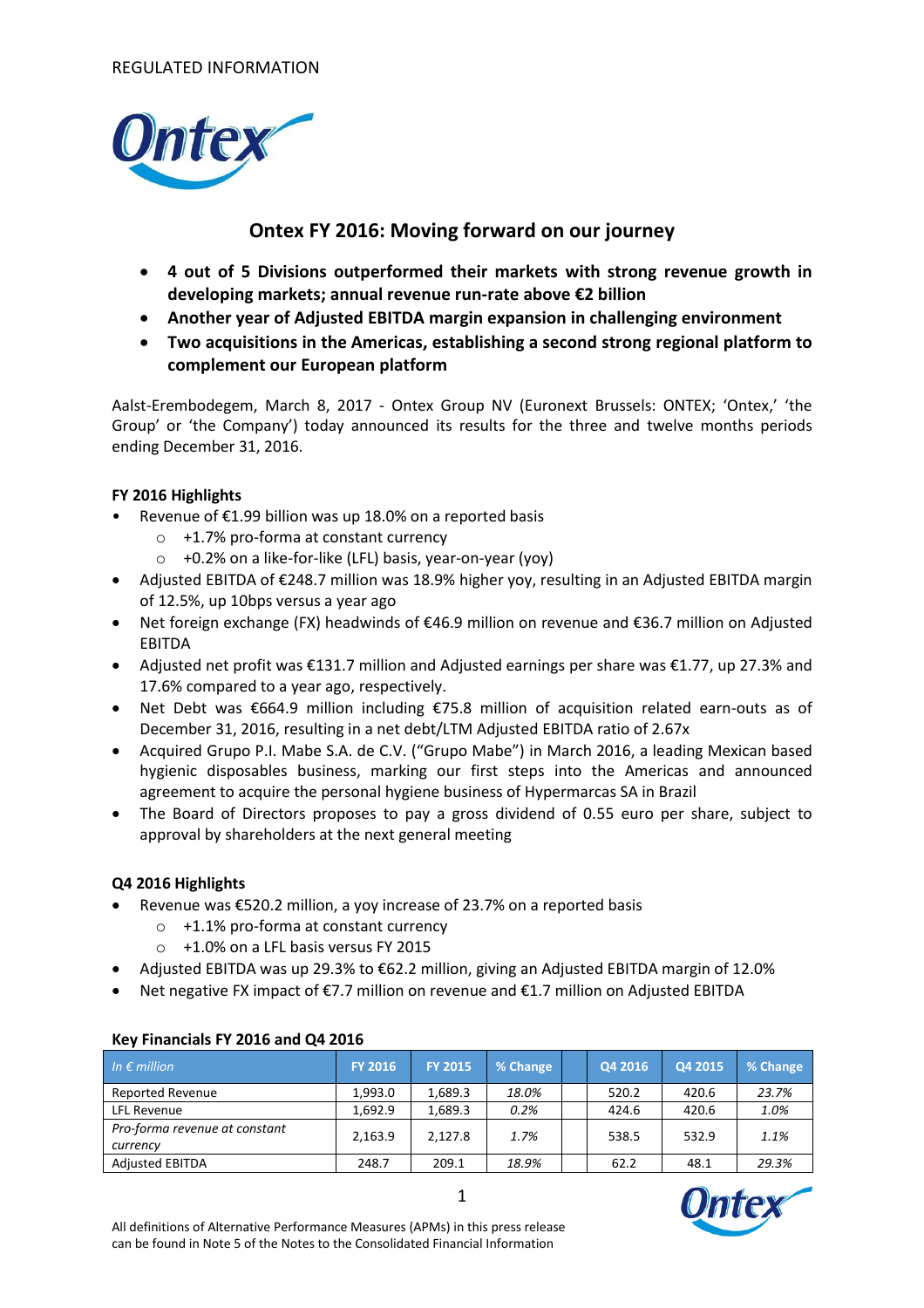REGULATED INFORMATION

# Ontex FY 2016: Moving forward on our journey

- **4 out of 5 Divisions outperformed their markets with strong revenue growth in developing markets; annual revenue run-rate above €2 billion**
- **Another year of Adjusted EBITDA margin expansion in challenging environment**
- **Two acquisitions in the Americas, establishing a second strong regional platform to complement our European platform**

Aalst-Erembodegem, March 8, 2017 - Ontex Group NV (Euronext Brussels: ONTEX; 'Ontex,' 'the Group' or 'the Company') today announced its results for the three and twelve months periods ending December 31, 2016.

## FY 2016 Highlights

- Revenue of €1.99 billion was up 18.0% on a reported basis
  - +1.7% pro-forma at constant currency
  - +0.2% on a like-for-like (LFL) basis, year-on-year (yoy)
- Adjusted EBITDA of €248.7 million was 18.9% higher yoy, resulting in an Adjusted EBITDA margin of 12.5%, up 10bps versus a year ago
- Net foreign exchange (FX) headwinds of €46.9 million on revenue and €36.7 million on Adjusted EBITDA
- Adjusted net profit was €131.7 million and Adjusted earnings per share was €1.77, up 27.3% and 17.6% compared to a year ago, respectively.
- Net Debt was €664.9 million including €75.8 million of acquisition related earn-outs as of December 31, 2016, resulting in a net debt/LTM Adjusted EBITDA ratio of 2.67x
- Acquired Grupo P.I. Mabe S.A. de C.V. ("Grupo Mabe") in March 2016, a leading Mexican based hygienic disposables business, marking our first steps into the Americas and announced agreement to acquire the personal hygiene business of Hypermarcas SA in Brazil
- The Board of Directors proposes to pay a gross dividend of 0.55 euro per share, subject to approval by shareholders at the next general meeting

## Q4 2016 Highlights

- Revenue was €520.2 million, a yoy increase of 23.7% on a reported basis
  - +1.1% pro-forma at constant currency
  - +1.0% on a LFL basis versus FY 2015
- Adjusted EBITDA was up 29.3% to €62.2 million, giving an Adjusted EBITDA margin of 12.0%
- Net negative FX impact of €7.7 million on revenue and €1.7 million on Adjusted EBITDA

### Key Financials FY 2016 and Q4 2016

| *In € million* | FY 2016 | FY 2015 | % Change | | Q4 2016 | Q4 2015 | % Change |
|---|---|---|---|---|---|---|---|
| Reported Revenue | 1,993.0 | 1,689.3 | *18.0%* | | 520.2 | 420.6 | *23.7%* |
| LFL Revenue | 1,692.9 | 1,689.3 | *0.2%* | | 424.6 | 420.6 | *1.0%* |
| *Pro-forma revenue at constant currency* | 2,163.9 | 2,127.8 | *1.7%* | | 538.5 | 532.9 | *1.1%* |
| Adjusted EBITDA | 248.7 | 209.1 | *18.9%* | | 62.2 | 48.1 | *29.3%* |

All definitions of Alternative Performance Measures (APMs) in this press release can be found in Note 5 of the Notes to the Consolidated Financial Information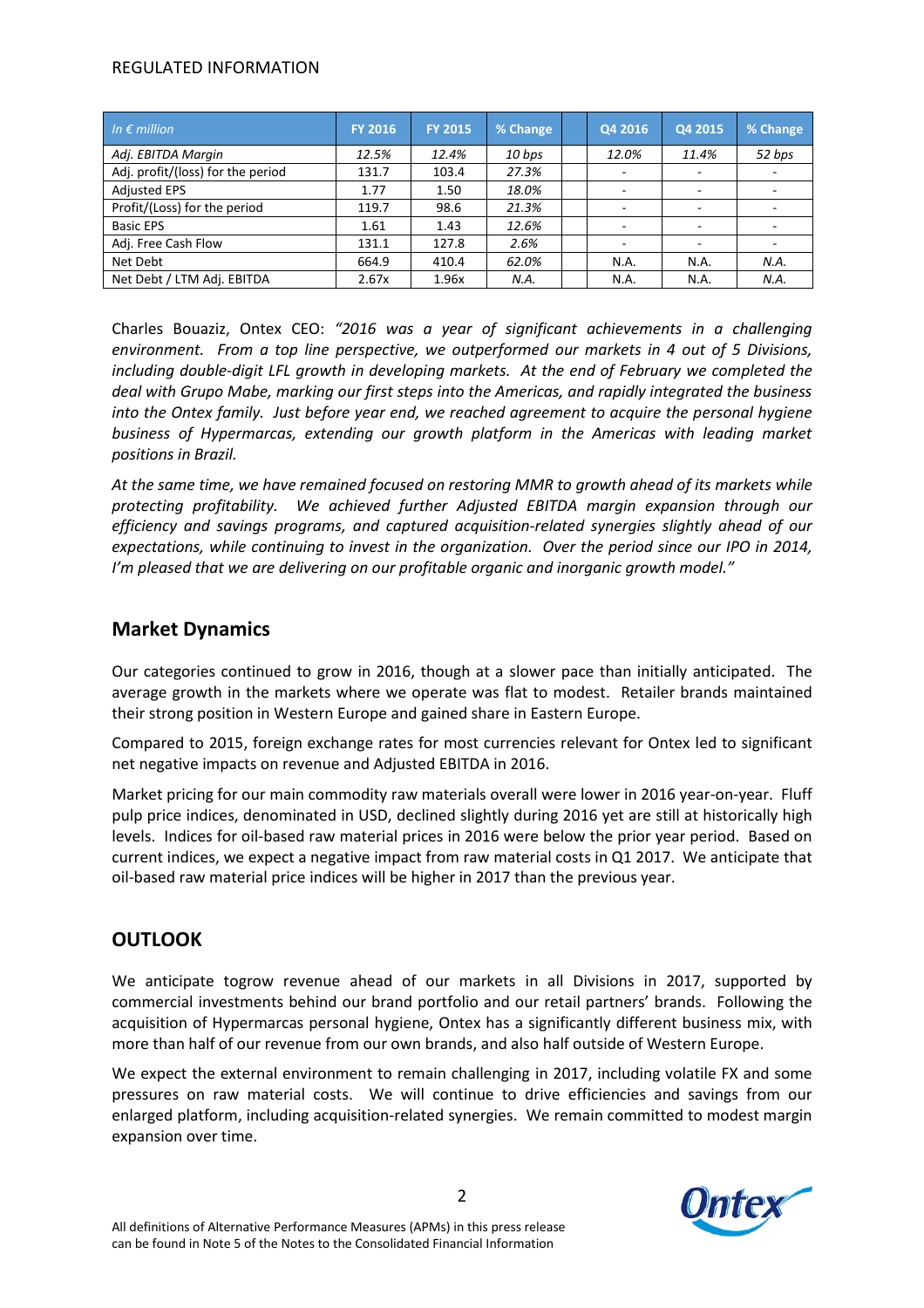REGULATED INFORMATION

| *In € million* | FY 2016 | FY 2015 | % Change | | Q4 2016 | Q4 2015 | % Change |
|---|---|---|---|---|---|---|---|
| *Adj. EBITDA Margin* | *12.5%* | *12.4%* | *10 bps* | | *12.0%* | *11.4%* | *52 bps* |
| Adj. profit/(loss) for the period | 131.7 | 103.4 | *27.3%* | | - | - | - |
| Adjusted EPS | 1.77 | 1.50 | *18.0%* | | - | - | - |
| Profit/(Loss) for the period | 119.7 | 98.6 | *21.3%* | | - | - | - |
| Basic EPS | 1.61 | 1.43 | *12.6%* | | - | - | - |
| Adj. Free Cash Flow | 131.1 | 127.8 | *2.6%* | | - | - | - |
| Net Debt | 664.9 | 410.4 | *62.0%* | | N.A. | N.A. | *N.A.* |
| Net Debt / LTM Adj. EBITDA | 2.67x | 1.96x | *N.A.* | | N.A. | N.A. | *N.A.* |

Charles Bouaziz, Ontex CEO: *"2016 was a year of significant achievements in a challenging environment. From a top line perspective, we outperformed our markets in 4 out of 5 Divisions, including double-digit LFL growth in developing markets. At the end of February we completed the deal with Grupo Mabe, marking our first steps into the Americas, and rapidly integrated the business into the Ontex family. Just before year end, we reached agreement to acquire the personal hygiene business of Hypermarcas, extending our growth platform in the Americas with leading market positions in Brazil.*

*At the same time, we have remained focused on restoring MMR to growth ahead of its markets while protecting profitability. We achieved further Adjusted EBITDA margin expansion through our efficiency and savings programs, and captured acquisition-related synergies slightly ahead of our expectations, while continuing to invest in the organization. Over the period since our IPO in 2014, I'm pleased that we are delivering on our profitable organic and inorganic growth model."*

## Market Dynamics

Our categories continued to grow in 2016, though at a slower pace than initially anticipated. The average growth in the markets where we operate was flat to modest. Retailer brands maintained their strong position in Western Europe and gained share in Eastern Europe.

Compared to 2015, foreign exchange rates for most currencies relevant for Ontex led to significant net negative impacts on revenue and Adjusted EBITDA in 2016.

Market pricing for our main commodity raw materials overall were lower in 2016 year-on-year. Fluff pulp price indices, denominated in USD, declined slightly during 2016 yet are still at historically high levels. Indices for oil-based raw material prices in 2016 were below the prior year period. Based on current indices, we expect a negative impact from raw material costs in Q1 2017. We anticipate that oil-based raw material price indices will be higher in 2017 than the previous year.

## OUTLOOK

We anticipate togrow revenue ahead of our markets in all Divisions in 2017, supported by commercial investments behind our brand portfolio and our retail partners' brands. Following the acquisition of Hypermarcas personal hygiene, Ontex has a significantly different business mix, with more than half of our revenue from our own brands, and also half outside of Western Europe.

We expect the external environment to remain challenging in 2017, including volatile FX and some pressures on raw material costs. We will continue to drive efficiencies and savings from our enlarged platform, including acquisition-related synergies. We remain committed to modest margin expansion over time.

All definitions of Alternative Performance Measures (APMs) in this press release can be found in Note 5 of the Notes to the Consolidated Financial Information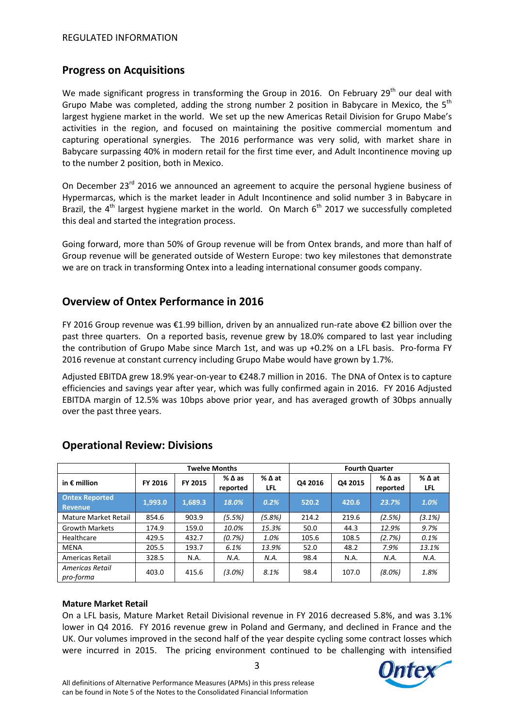## Progress on Acquisitions

We made significant progress in transforming the Group in 2016. On February 29th our deal with Grupo Mabe was completed, adding the strong number 2 position in Babycare in Mexico, the 5th largest hygiene market in the world. We set up the new Americas Retail Division for Grupo Mabe's activities in the region, and focused on maintaining the positive commercial momentum and capturing operational synergies. The 2016 performance was very solid, with market share in Babycare surpassing 40% in modern retail for the first time ever, and Adult Incontinence moving up to the number 2 position, both in Mexico.

On December 23rd 2016 we announced an agreement to acquire the personal hygiene business of Hypermarcas, which is the market leader in Adult Incontinence and solid number 3 in Babycare in Brazil, the 4th largest hygiene market in the world. On March 6th 2017 we successfully completed this deal and started the integration process.

Going forward, more than 50% of Group revenue will be from Ontex brands, and more than half of Group revenue will be generated outside of Western Europe: two key milestones that demonstrate we are on track in transforming Ontex into a leading international consumer goods company.

## Overview of Ontex Performance in 2016

FY 2016 Group revenue was €1.99 billion, driven by an annualized run-rate above €2 billion over the past three quarters. On a reported basis, revenue grew by 18.0% compared to last year including the contribution of Grupo Mabe since March 1st, and was up +0.2% on a LFL basis. Pro-forma FY 2016 revenue at constant currency including Grupo Mabe would have grown by 1.7%.

Adjusted EBITDA grew 18.9% year-on-year to €248.7 million in 2016. The DNA of Ontex is to capture efficiencies and savings year after year, which was fully confirmed again in 2016. FY 2016 Adjusted EBITDA margin of 12.5% was 10bps above prior year, and has averaged growth of 30bps annually over the past three years.

## Operational Review: Divisions

| | Twelve Months | | | | Fourth Quarter | | | |
|---|---|---|---|---|---|---|---|---|
| in € million | FY 2016 | FY 2015 | % Δ as reported | % Δ at LFL | Q4 2016 | Q4 2015 | % Δ as reported | % Δ at LFL |
| **Ontex Reported Revenue** | **1,993.0** | **1,689.3** | ***18.0%*** | ***0.2%*** | **520.2** | **420.6** | ***23.7%*** | ***1.0%*** |
| Mature Market Retail | 854.6 | 903.9 | *(5.5%)* | *(5.8%)* | 214.2 | 219.6 | *(2.5%)* | *(3.1%)* |
| Growth Markets | 174.9 | 159.0 | *10.0%* | *15.3%* | 50.0 | 44.3 | *12.9%* | *9.7%* |
| Healthcare | 429.5 | 432.7 | *(0.7%)* | *1.0%* | 105.6 | 108.5 | *(2.7%)* | *0.1%* |
| MENA | 205.5 | 193.7 | *6.1%* | *13.9%* | 52.0 | 48.2 | *7.9%* | *13.1%* |
| Americas Retail | 328.5 | N.A. | *N.A.* | *N.A.* | 98.4 | N.A. | *N.A.* | *N.A.* |
| *Americas Retail pro-forma* | 403.0 | 415.6 | *(3.0%)* | *8.1%* | 98.4 | 107.0 | *(8.0%)* | *1.8%* |

**Mature Market Retail**

On a LFL basis, Mature Market Retail Divisional revenue in FY 2016 decreased 5.8%, and was 3.1% lower in Q4 2016. FY 2016 revenue grew in Poland and Germany, and declined in France and the UK. Our volumes improved in the second half of the year despite cycling some contract losses which were incurred in 2015. The pricing environment continued to be challenging with intensified

All definitions of Alternative Performance Measures (APMs) in this press release can be found in Note 5 of the Notes to the Consolidated Financial Information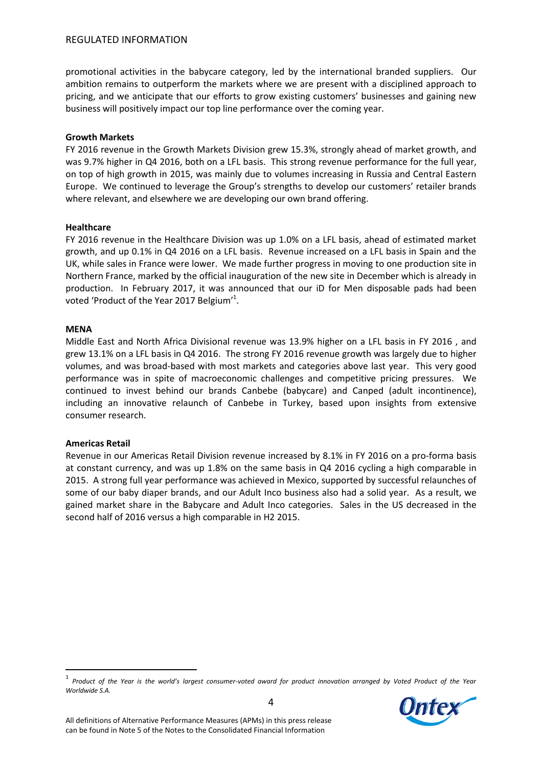promotional activities in the babycare category, led by the international branded suppliers. Our ambition remains to outperform the markets where we are present with a disciplined approach to pricing, and we anticipate that our efforts to grow existing customers' businesses and gaining new business will positively impact our top line performance over the coming year.

**Growth Markets**

FY 2016 revenue in the Growth Markets Division grew 15.3%, strongly ahead of market growth, and was 9.7% higher in Q4 2016, both on a LFL basis. This strong revenue performance for the full year, on top of high growth in 2015, was mainly due to volumes increasing in Russia and Central Eastern Europe. We continued to leverage the Group's strengths to develop our customers' retailer brands where relevant, and elsewhere we are developing our own brand offering.

**Healthcare**

FY 2016 revenue in the Healthcare Division was up 1.0% on a LFL basis, ahead of estimated market growth, and up 0.1% in Q4 2016 on a LFL basis. Revenue increased on a LFL basis in Spain and the UK, while sales in France were lower. We made further progress in moving to one production site in Northern France, marked by the official inauguration of the new site in December which is already in production. In February 2017, it was announced that our iD for Men disposable pads had been voted 'Product of the Year 2017 Belgium'[1].

**MENA**

Middle East and North Africa Divisional revenue was 13.9% higher on a LFL basis in FY 2016 , and grew 13.1% on a LFL basis in Q4 2016. The strong FY 2016 revenue growth was largely due to higher volumes, and was broad-based with most markets and categories above last year. This very good performance was in spite of macroeconomic challenges and competitive pricing pressures. We continued to invest behind our brands Canbebe (babycare) and Canped (adult incontinence), including an innovative relaunch of Canbebe in Turkey, based upon insights from extensive consumer research.

**Americas Retail**

Revenue in our Americas Retail Division revenue increased by 8.1% in FY 2016 on a pro-forma basis at constant currency, and was up 1.8% on the same basis in Q4 2016 cycling a high comparable in 2015. A strong full year performance was achieved in Mexico, supported by successful relaunches of some of our baby diaper brands, and our Adult Inco business also had a solid year. As a result, we gained market share in the Babycare and Adult Inco categories. Sales in the US decreased in the second half of 2016 versus a high comparable in H2 2015.

---

[1] *Product of the Year is the world's largest consumer-voted award for product innovation arranged by Voted Product of the Year Worldwide S.A.*

All definitions of Alternative Performance Measures (APMs) in this press release can be found in Note 5 of the Notes to the Consolidated Financial Information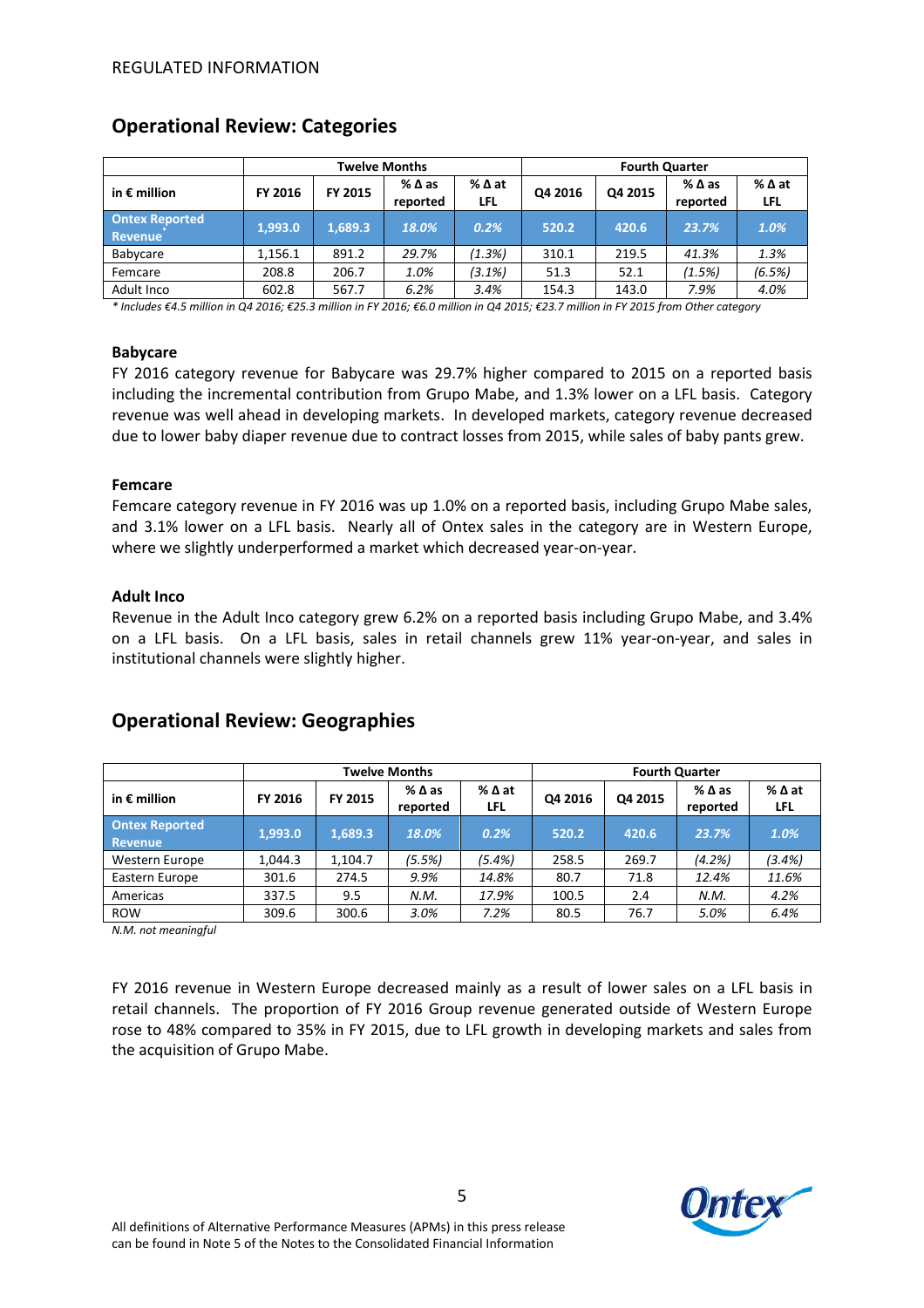REGULATED INFORMATION

## Operational Review: Categories

| in € million | Twelve Months | | | | Fourth Quarter | | | |
|---|---|---|---|---|---|---|---|---|
| | FY 2016 | FY 2015 | % Δ as reported | % Δ at LFL | Q4 2016 | Q4 2015 | % Δ as reported | % Δ at LFL |
| **Ontex Reported Revenue*** | **1,993.0** | **1,689.3** | ***18.0%*** | ***0.2%*** | **520.2** | **420.6** | ***23.7%*** | ***1.0%*** |
| Babycare | 1,156.1 | 891.2 | *29.7%* | *(1.3%)* | 310.1 | 219.5 | *41.3%* | *1.3%* |
| Femcare | 208.8 | 206.7 | *1.0%* | *(3.1%)* | 51.3 | 52.1 | *(1.5%)* | *(6.5%)* |
| Adult Inco | 602.8 | 567.7 | *6.2%* | *3.4%* | 154.3 | 143.0 | *7.9%* | *4.0%* |

*\* Includes €4.5 million in Q4 2016; €25.3 million in FY 2016; €6.0 million in Q4 2015; €23.7 million in FY 2015 from Other category*

### Babycare

FY 2016 category revenue for Babycare was 29.7% higher compared to 2015 on a reported basis including the incremental contribution from Grupo Mabe, and 1.3% lower on a LFL basis. Category revenue was well ahead in developing markets. In developed markets, category revenue decreased due to lower baby diaper revenue due to contract losses from 2015, while sales of baby pants grew.

### Femcare

Femcare category revenue in FY 2016 was up 1.0% on a reported basis, including Grupo Mabe sales, and 3.1% lower on a LFL basis. Nearly all of Ontex sales in the category are in Western Europe, where we slightly underperformed a market which decreased year-on-year.

### Adult Inco

Revenue in the Adult Inco category grew 6.2% on a reported basis including Grupo Mabe, and 3.4% on a LFL basis. On a LFL basis, sales in retail channels grew 11% year-on-year, and sales in institutional channels were slightly higher.

## Operational Review: Geographies

| in € million | Twelve Months | | | | Fourth Quarter | | | |
|---|---|---|---|---|---|---|---|---|
| | FY 2016 | FY 2015 | % Δ as reported | % Δ at LFL | Q4 2016 | Q4 2015 | % Δ as reported | % Δ at LFL |
| **Ontex Reported Revenue** | **1,993.0** | **1,689.3** | ***18.0%*** | ***0.2%*** | **520.2** | **420.6** | ***23.7%*** | ***1.0%*** |
| Western Europe | 1,044.3 | 1,104.7 | *(5.5%)* | *(5.4%)* | 258.5 | 269.7 | *(4.2%)* | *(3.4%)* |
| Eastern Europe | 301.6 | 274.5 | *9.9%* | *14.8%* | 80.7 | 71.8 | *12.4%* | *11.6%* |
| Americas | 337.5 | 9.5 | *N.M.* | *17.9%* | 100.5 | 2.4 | *N.M.* | *4.2%* |
| ROW | 309.6 | 300.6 | *3.0%* | *7.2%* | 80.5 | 76.7 | *5.0%* | *6.4%* |

*N.M. not meaningful*

FY 2016 revenue in Western Europe decreased mainly as a result of lower sales on a LFL basis in retail channels. The proportion of FY 2016 Group revenue generated outside of Western Europe rose to 48% compared to 35% in FY 2015, due to LFL growth in developing markets and sales from the acquisition of Grupo Mabe.

All definitions of Alternative Performance Measures (APMs) in this press release can be found in Note 5 of the Notes to the Consolidated Financial Information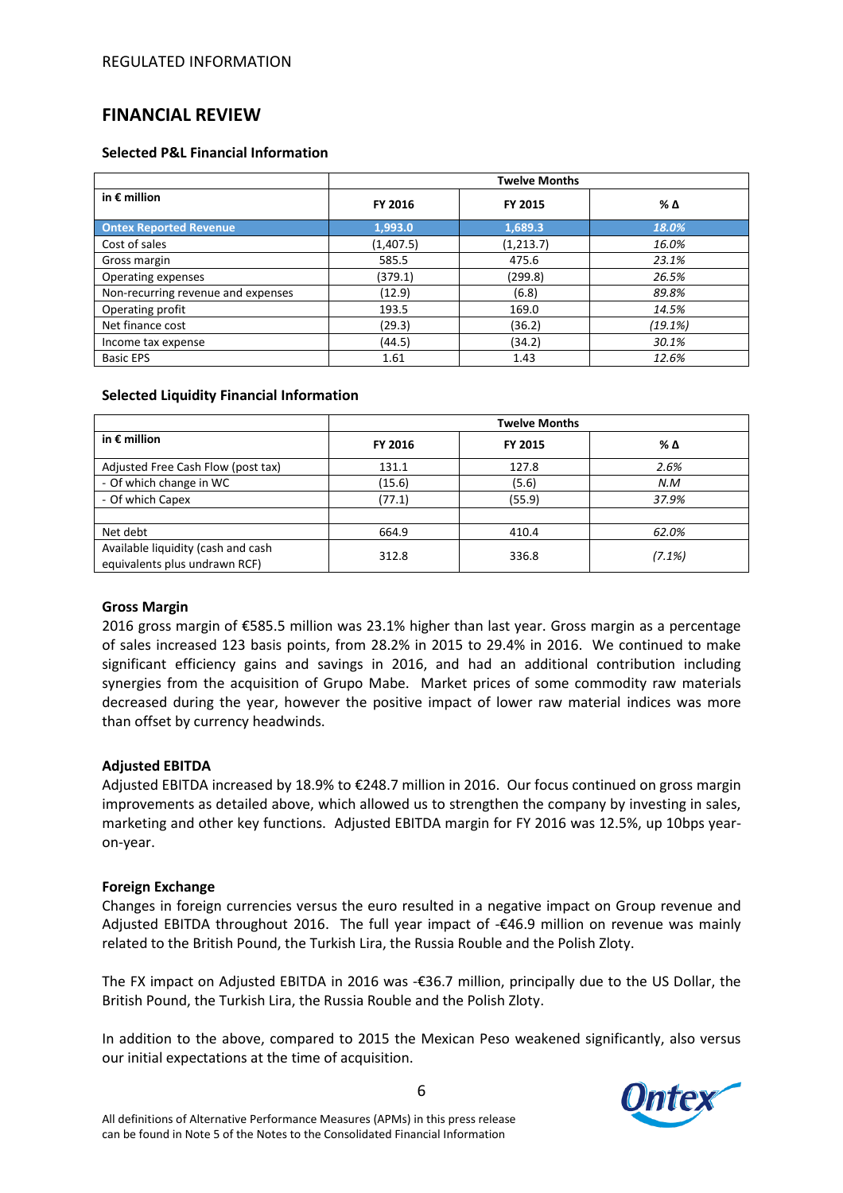REGULATED INFORMATION

## FINANCIAL REVIEW

### Selected P&L Financial Information

| in € million | Twelve Months | | |
|---|---|---|---|
| | FY 2016 | FY 2015 | % Δ |
| **Ontex Reported Revenue** | **1,993.0** | **1,689.3** | ***18.0%*** |
| Cost of sales | (1,407.5) | (1,213.7) | *16.0%* |
| Gross margin | 585.5 | 475.6 | *23.1%* |
| Operating expenses | (379.1) | (299.8) | *26.5%* |
| Non-recurring revenue and expenses | (12.9) | (6.8) | *89.8%* |
| Operating profit | 193.5 | 169.0 | *14.5%* |
| Net finance cost | (29.3) | (36.2) | *(19.1%)* |
| Income tax expense | (44.5) | (34.2) | *30.1%* |
| Basic EPS | 1.61 | 1.43 | *12.6%* |

### Selected Liquidity Financial Information

| in € million | Twelve Months | | |
|---|---|---|---|
| | FY 2016 | FY 2015 | % Δ |
| Adjusted Free Cash Flow (post tax) | 131.1 | 127.8 | *2.6%* |
| - Of which change in WC | (15.6) | (5.6) | *N.M* |
| - Of which Capex | (77.1) | (55.9) | *37.9%* |
| | | | |
| Net debt | 664.9 | 410.4 | *62.0%* |
| Available liquidity (cash and cash equivalents plus undrawn RCF) | 312.8 | 336.8 | *(7.1%)* |

**Gross Margin**

2016 gross margin of €585.5 million was 23.1% higher than last year. Gross margin as a percentage of sales increased 123 basis points, from 28.2% in 2015 to 29.4% in 2016. We continued to make significant efficiency gains and savings in 2016, and had an additional contribution including synergies from the acquisition of Grupo Mabe. Market prices of some commodity raw materials decreased during the year, however the positive impact of lower raw material indices was more than offset by currency headwinds.

**Adjusted EBITDA**

Adjusted EBITDA increased by 18.9% to €248.7 million in 2016. Our focus continued on gross margin improvements as detailed above, which allowed us to strengthen the company by investing in sales, marketing and other key functions. Adjusted EBITDA margin for FY 2016 was 12.5%, up 10bps year-on-year.

**Foreign Exchange**

Changes in foreign currencies versus the euro resulted in a negative impact on Group revenue and Adjusted EBITDA throughout 2016. The full year impact of -€46.9 million on revenue was mainly related to the British Pound, the Turkish Lira, the Russia Rouble and the Polish Zloty.

The FX impact on Adjusted EBITDA in 2016 was -€36.7 million, principally due to the US Dollar, the British Pound, the Turkish Lira, the Russia Rouble and the Polish Zloty.

In addition to the above, compared to 2015 the Mexican Peso weakened significantly, also versus our initial expectations at the time of acquisition.

All definitions of Alternative Performance Measures (APMs) in this press release can be found in Note 5 of the Notes to the Consolidated Financial Information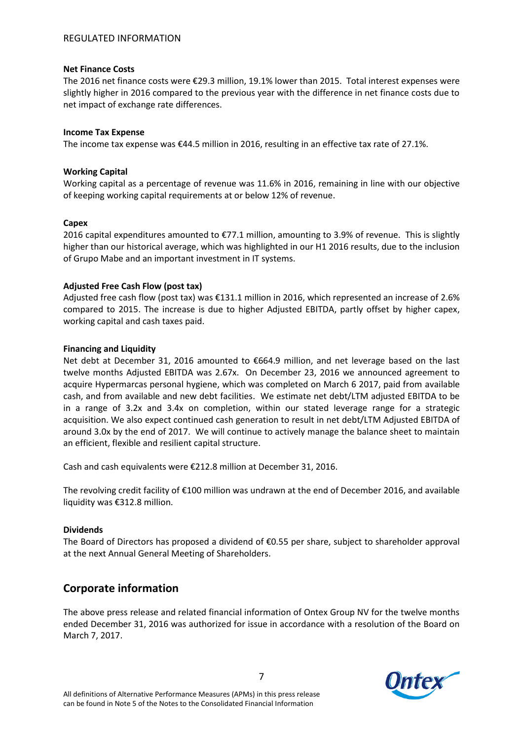**Net Finance Costs**

The 2016 net finance costs were €29.3 million, 19.1% lower than 2015. Total interest expenses were slightly higher in 2016 compared to the previous year with the difference in net finance costs due to net impact of exchange rate differences.

**Income Tax Expense**

The income tax expense was €44.5 million in 2016, resulting in an effective tax rate of 27.1%.

**Working Capital**

Working capital as a percentage of revenue was 11.6% in 2016, remaining in line with our objective of keeping working capital requirements at or below 12% of revenue.

**Capex**

2016 capital expenditures amounted to €77.1 million, amounting to 3.9% of revenue. This is slightly higher than our historical average, which was highlighted in our H1 2016 results, due to the inclusion of Grupo Mabe and an important investment in IT systems.

**Adjusted Free Cash Flow (post tax)**

Adjusted free cash flow (post tax) was €131.1 million in 2016, which represented an increase of 2.6% compared to 2015. The increase is due to higher Adjusted EBITDA, partly offset by higher capex, working capital and cash taxes paid.

**Financing and Liquidity**

Net debt at December 31, 2016 amounted to €664.9 million, and net leverage based on the last twelve months Adjusted EBITDA was 2.67x. On December 23, 2016 we announced agreement to acquire Hypermarcas personal hygiene, which was completed on March 6 2017, paid from available cash, and from available and new debt facilities. We estimate net debt/LTM adjusted EBITDA to be in a range of 3.2x and 3.4x on completion, within our stated leverage range for a strategic acquisition. We also expect continued cash generation to result in net debt/LTM Adjusted EBITDA of around 3.0x by the end of 2017. We will continue to actively manage the balance sheet to maintain an efficient, flexible and resilient capital structure.

Cash and cash equivalents were €212.8 million at December 31, 2016.

The revolving credit facility of €100 million was undrawn at the end of December 2016, and available liquidity was €312.8 million.

**Dividends**

The Board of Directors has proposed a dividend of €0.55 per share, subject to shareholder approval at the next Annual General Meeting of Shareholders.

## Corporate information

The above press release and related financial information of Ontex Group NV for the twelve months ended December 31, 2016 was authorized for issue in accordance with a resolution of the Board on March 7, 2017.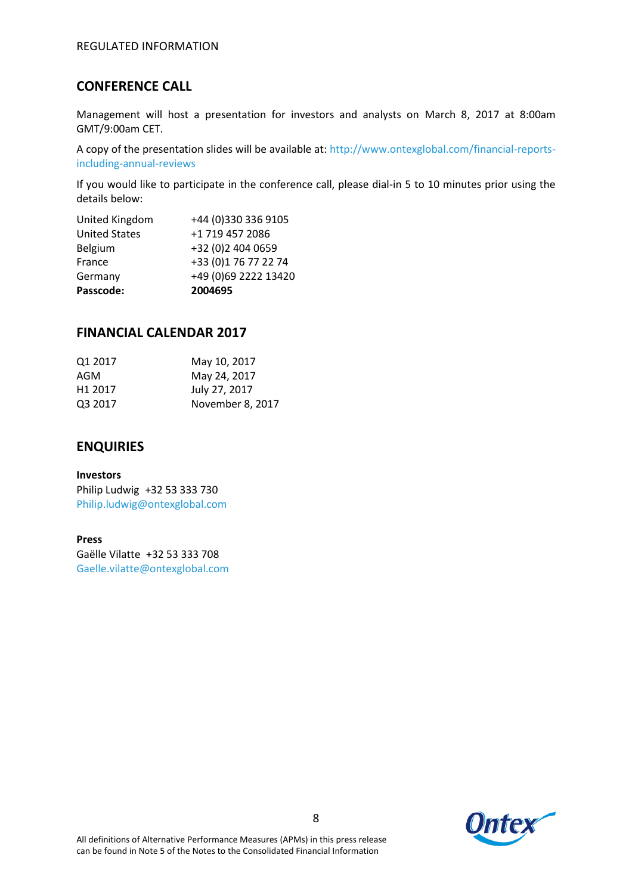## CONFERENCE CALL

Management will host a presentation for investors and analysts on March 8, 2017 at 8:00am GMT/9:00am CET.

A copy of the presentation slides will be available at: http://www.ontexglobal.com/financial-reports-including-annual-reviews

If you would like to participate in the conference call, please dial-in 5 to 10 minutes prior using the details below:

| | |
|---|---|
| United Kingdom | +44 (0)330 336 9105 |
| United States | +1 719 457 2086 |
| Belgium | +32 (0)2 404 0659 |
| France | +33 (0)1 76 77 22 74 |
| Germany | +49 (0)69 2222 13420 |
| **Passcode:** | **2004695** |

## FINANCIAL CALENDAR 2017

| | |
|---|---|
| Q1 2017 | May 10, 2017 |
| AGM | May 24, 2017 |
| H1 2017 | July 27, 2017 |
| Q3 2017 | November 8, 2017 |

## ENQUIRIES

**Investors**
Philip Ludwig +32 53 333 730
Philip.ludwig@ontexglobal.com

**Press**
Gaëlle Vilatte +32 53 333 708
Gaelle.vilatte@ontexglobal.com

All definitions of Alternative Performance Measures (APMs) in this press release can be found in Note 5 of the Notes to the Consolidated Financial Information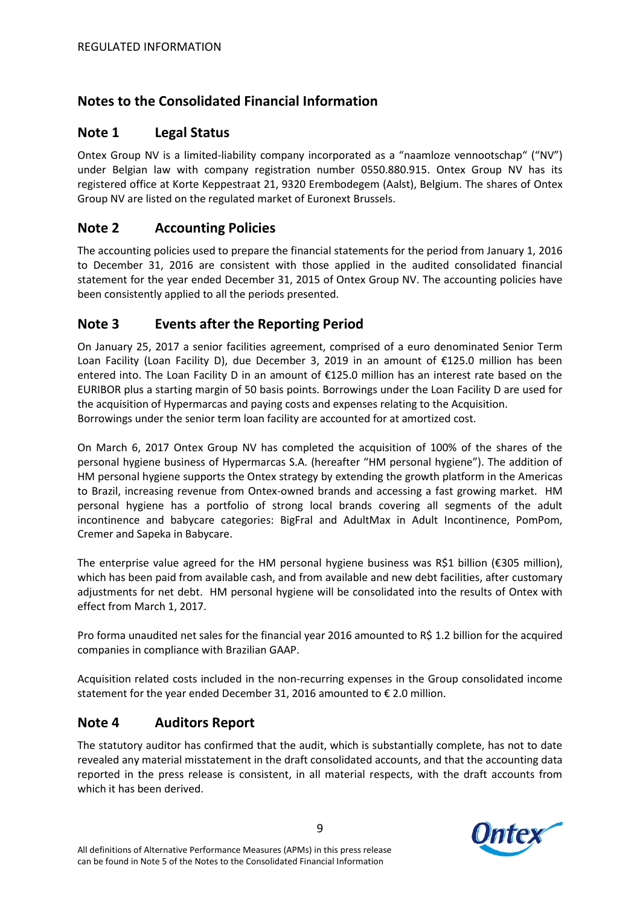## Notes to the Consolidated Financial Information

### Note 1 Legal Status

Ontex Group NV is a limited-liability company incorporated as a "naamloze vennootschap" ("NV") under Belgian law with company registration number 0550.880.915. Ontex Group NV has its registered office at Korte Keppestraat 21, 9320 Erembodegem (Aalst), Belgium. The shares of Ontex Group NV are listed on the regulated market of Euronext Brussels.

### Note 2 Accounting Policies

The accounting policies used to prepare the financial statements for the period from January 1, 2016 to December 31, 2016 are consistent with those applied in the audited consolidated financial statement for the year ended December 31, 2015 of Ontex Group NV. The accounting policies have been consistently applied to all the periods presented.

### Note 3 Events after the Reporting Period

On January 25, 2017 a senior facilities agreement, comprised of a euro denominated Senior Term Loan Facility (Loan Facility D), due December 3, 2019 in an amount of €125.0 million has been entered into. The Loan Facility D in an amount of €125.0 million has an interest rate based on the EURIBOR plus a starting margin of 50 basis points. Borrowings under the Loan Facility D are used for the acquisition of Hypermarcas and paying costs and expenses relating to the Acquisition.
Borrowings under the senior term loan facility are accounted for at amortized cost.

On March 6, 2017 Ontex Group NV has completed the acquisition of 100% of the shares of the personal hygiene business of Hypermarcas S.A. (hereafter "HM personal hygiene"). The addition of HM personal hygiene supports the Ontex strategy by extending the growth platform in the Americas to Brazil, increasing revenue from Ontex-owned brands and accessing a fast growing market. HM personal hygiene has a portfolio of strong local brands covering all segments of the adult incontinence and babycare categories: BigFral and AdultMax in Adult Incontinence, PomPom, Cremer and Sapeka in Babycare.

The enterprise value agreed for the HM personal hygiene business was R$1 billion (€305 million), which has been paid from available cash, and from available and new debt facilities, after customary adjustments for net debt. HM personal hygiene will be consolidated into the results of Ontex with effect from March 1, 2017.

Pro forma unaudited net sales for the financial year 2016 amounted to R$ 1.2 billion for the acquired companies in compliance with Brazilian GAAP.

Acquisition related costs included in the non-recurring expenses in the Group consolidated income statement for the year ended December 31, 2016 amounted to € 2.0 million.

### Note 4 Auditors Report

The statutory auditor has confirmed that the audit, which is substantially complete, has not to date revealed any material misstatement in the draft consolidated accounts, and that the accounting data reported in the press release is consistent, in all material respects, with the draft accounts from which it has been derived.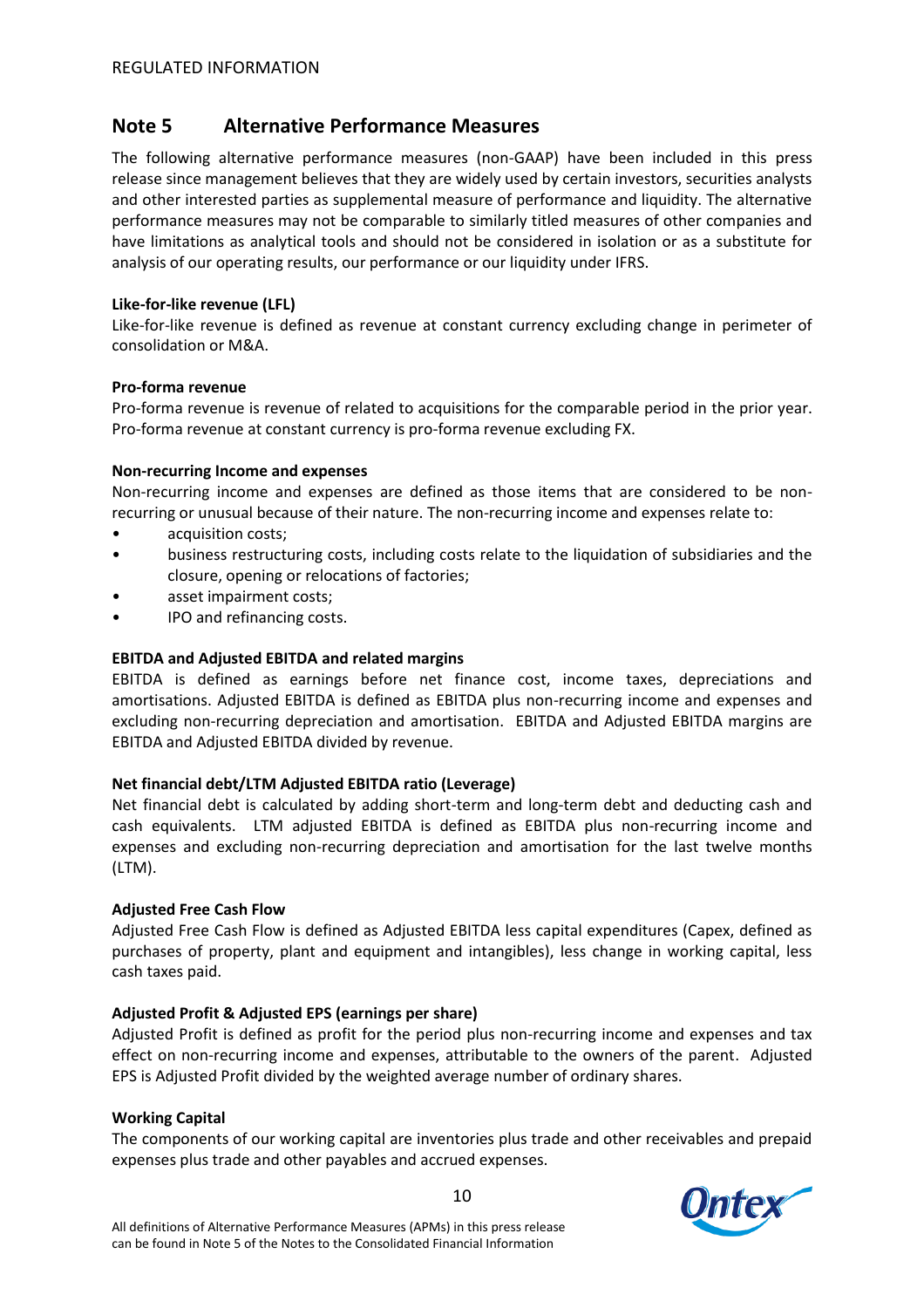## Note 5 Alternative Performance Measures

The following alternative performance measures (non-GAAP) have been included in this press release since management believes that they are widely used by certain investors, securities analysts and other interested parties as supplemental measure of performance and liquidity. The alternative performance measures may not be comparable to similarly titled measures of other companies and have limitations as analytical tools and should not be considered in isolation or as a substitute for analysis of our operating results, our performance or our liquidity under IFRS.

**Like-for-like revenue (LFL)**

Like-for-like revenue is defined as revenue at constant currency excluding change in perimeter of consolidation or M&A.

**Pro-forma revenue**

Pro-forma revenue is revenue of related to acquisitions for the comparable period in the prior year. Pro-forma revenue at constant currency is pro-forma revenue excluding FX.

**Non-recurring Income and expenses**

Non-recurring income and expenses are defined as those items that are considered to be non-recurring or unusual because of their nature. The non-recurring income and expenses relate to:

- acquisition costs;
- business restructuring costs, including costs relate to the liquidation of subsidiaries and the closure, opening or relocations of factories;
- asset impairment costs;
- IPO and refinancing costs.

**EBITDA and Adjusted EBITDA and related margins**

EBITDA is defined as earnings before net finance cost, income taxes, depreciations and amortisations. Adjusted EBITDA is defined as EBITDA plus non-recurring income and expenses and excluding non-recurring depreciation and amortisation. EBITDA and Adjusted EBITDA margins are EBITDA and Adjusted EBITDA divided by revenue.

**Net financial debt/LTM Adjusted EBITDA ratio (Leverage)**

Net financial debt is calculated by adding short-term and long-term debt and deducting cash and cash equivalents. LTM adjusted EBITDA is defined as EBITDA plus non-recurring income and expenses and excluding non-recurring depreciation and amortisation for the last twelve months (LTM).

**Adjusted Free Cash Flow**

Adjusted Free Cash Flow is defined as Adjusted EBITDA less capital expenditures (Capex, defined as purchases of property, plant and equipment and intangibles), less change in working capital, less cash taxes paid.

**Adjusted Profit & Adjusted EPS (earnings per share)**

Adjusted Profit is defined as profit for the period plus non-recurring income and expenses and tax effect on non-recurring income and expenses, attributable to the owners of the parent. Adjusted EPS is Adjusted Profit divided by the weighted average number of ordinary shares.

**Working Capital**

The components of our working capital are inventories plus trade and other receivables and prepaid expenses plus trade and other payables and accrued expenses.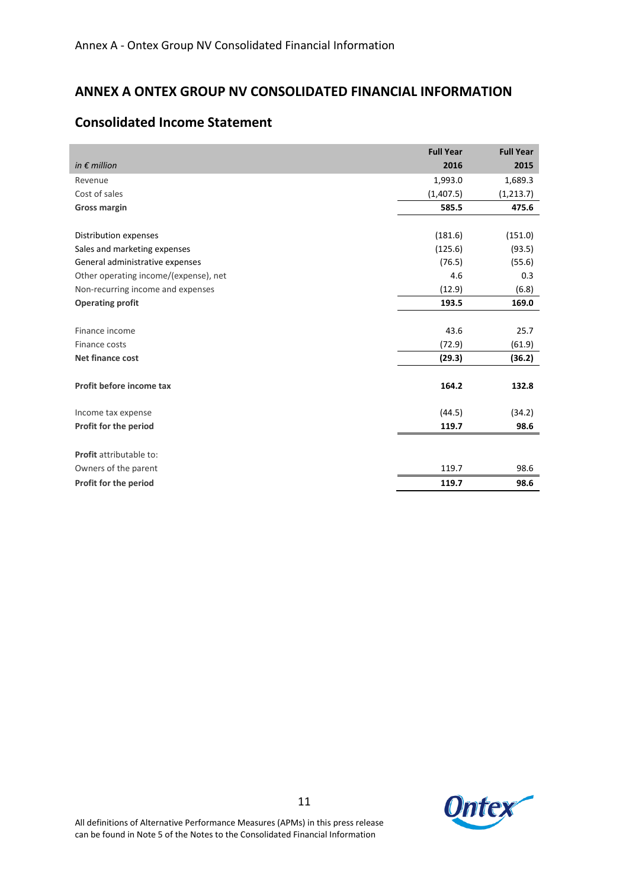# ANNEX A ONTEX GROUP NV CONSOLIDATED FINANCIAL INFORMATION

## Consolidated Income Statement

| *in € million* | **Full Year 2016** | **Full Year 2015** |
|---|---|---|
| Revenue | 1,993.0 | 1,689.3 |
| Cost of sales | (1,407.5) | (1,213.7) |
| **Gross margin** | **585.5** | **475.6** |
| | | |
| Distribution expenses | (181.6) | (151.0) |
| Sales and marketing expenses | (125.6) | (93.5) |
| General administrative expenses | (76.5) | (55.6) |
| Other operating income/(expense), net | 4.6 | 0.3 |
| Non-recurring income and expenses | (12.9) | (6.8) |
| **Operating profit** | **193.5** | **169.0** |
| | | |
| Finance income | 43.6 | 25.7 |
| Finance costs | (72.9) | (61.9) |
| **Net finance cost** | **(29.3)** | **(36.2)** |
| | | |
| **Profit before income tax** | **164.2** | **132.8** |
| | | |
| Income tax expense | (44.5) | (34.2) |
| **Profit for the period** | **119.7** | **98.6** |
| | | |
| **Profit** attributable to: | | |
| Owners of the parent | 119.7 | 98.6 |
| **Profit for the period** | **119.7** | **98.6** |

All definitions of Alternative Performance Measures (APMs) in this press release can be found in Note 5 of the Notes to the Consolidated Financial Information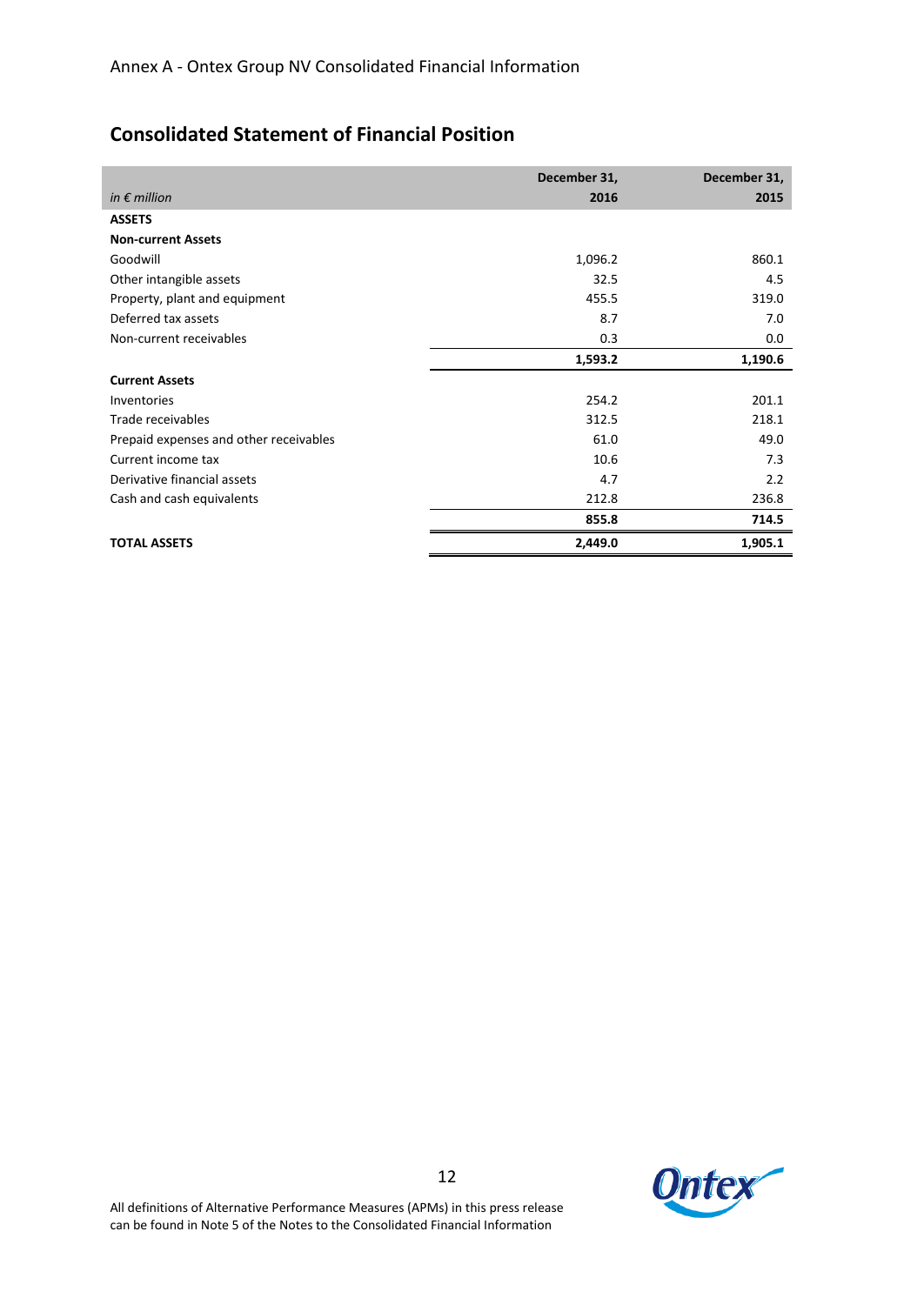Annex A - Ontex Group NV Consolidated Financial Information

## Consolidated Statement of Financial Position

| *in € million* | December 31, 2016 | December 31, 2015 |
|---|---|---|
| **ASSETS** | | |
| **Non-current Assets** | | |
| Goodwill | 1,096.2 | 860.1 |
| Other intangible assets | 32.5 | 4.5 |
| Property, plant and equipment | 455.5 | 319.0 |
| Deferred tax assets | 8.7 | 7.0 |
| Non-current receivables | 0.3 | 0.0 |
| | **1,593.2** | **1,190.6** |
| **Current Assets** | | |
| Inventories | 254.2 | 201.1 |
| Trade receivables | 312.5 | 218.1 |
| Prepaid expenses and other receivables | 61.0 | 49.0 |
| Current income tax | 10.6 | 7.3 |
| Derivative financial assets | 4.7 | 2.2 |
| Cash and cash equivalents | 212.8 | 236.8 |
| | **855.8** | **714.5** |
| **TOTAL ASSETS** | **2,449.0** | **1,905.1** |

All definitions of Alternative Performance Measures (APMs) in this press release can be found in Note 5 of the Notes to the Consolidated Financial Information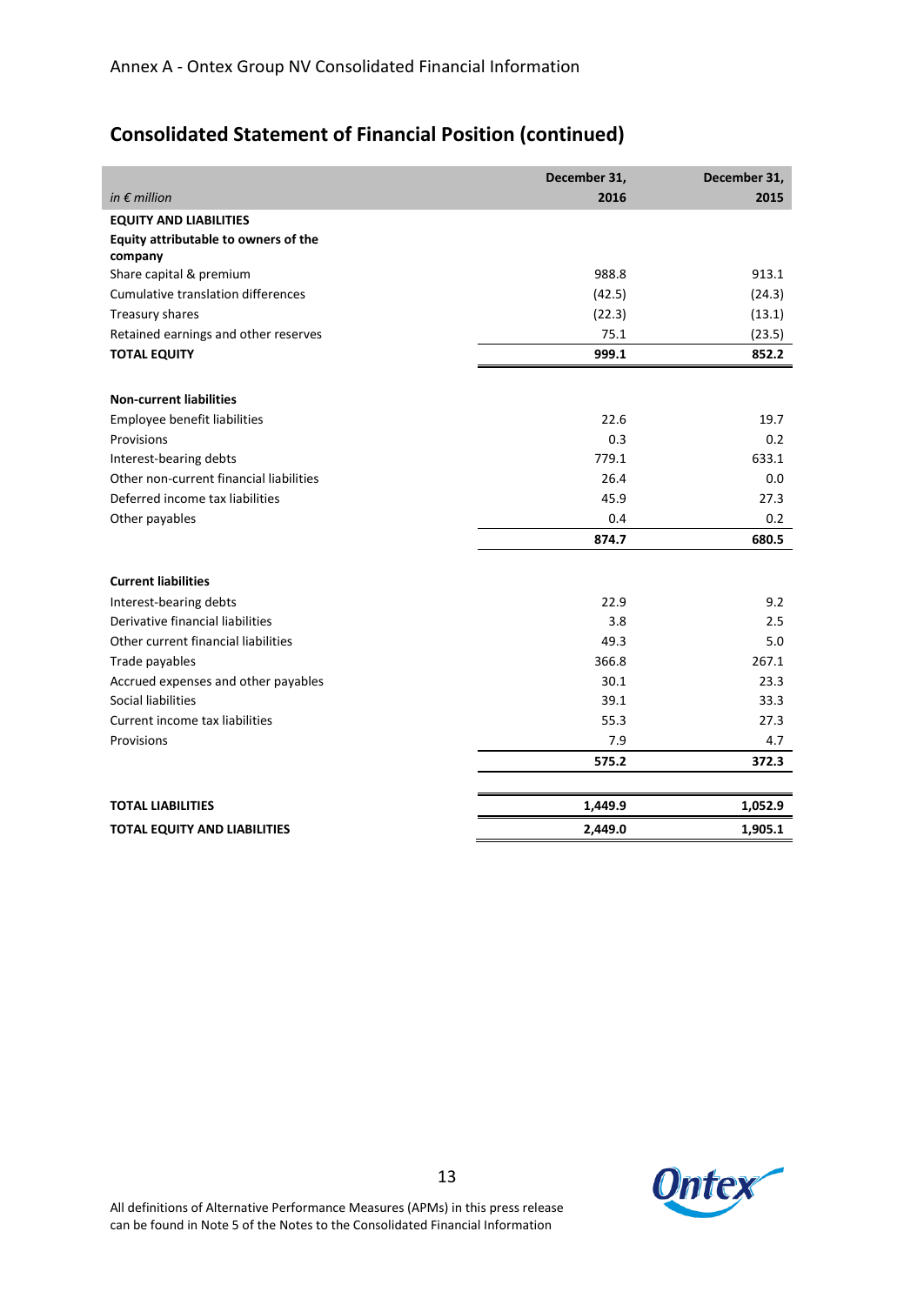Annex A - Ontex Group NV Consolidated Financial Information

## Consolidated Statement of Financial Position (continued)

| *in € million* | December 31, 2016 | December 31, 2015 |
|---|---|---|
| **EQUITY AND LIABILITIES** | | |
| **Equity attributable to owners of the company** | | |
| Share capital & premium | 988.8 | 913.1 |
| Cumulative translation differences | (42.5) | (24.3) |
| Treasury shares | (22.3) | (13.1) |
| Retained earnings and other reserves | 75.1 | (23.5) |
| **TOTAL EQUITY** | **999.1** | **852.2** |
| | | |
| **Non-current liabilities** | | |
| Employee benefit liabilities | 22.6 | 19.7 |
| Provisions | 0.3 | 0.2 |
| Interest-bearing debts | 779.1 | 633.1 |
| Other non-current financial liabilities | 26.4 | 0.0 |
| Deferred income tax liabilities | 45.9 | 27.3 |
| Other payables | 0.4 | 0.2 |
| | **874.7** | **680.5** |
| | | |
| **Current liabilities** | | |
| Interest-bearing debts | 22.9 | 9.2 |
| Derivative financial liabilities | 3.8 | 2.5 |
| Other current financial liabilities | 49.3 | 5.0 |
| Trade payables | 366.8 | 267.1 |
| Accrued expenses and other payables | 30.1 | 23.3 |
| Social liabilities | 39.1 | 33.3 |
| Current income tax liabilities | 55.3 | 27.3 |
| Provisions | 7.9 | 4.7 |
| | **575.2** | **372.3** |
| | | |
| **TOTAL LIABILITIES** | **1,449.9** | **1,052.9** |
| **TOTAL EQUITY AND LIABILITIES** | **2,449.0** | **1,905.1** |

All definitions of Alternative Performance Measures (APMs) in this press release can be found in Note 5 of the Notes to the Consolidated Financial Information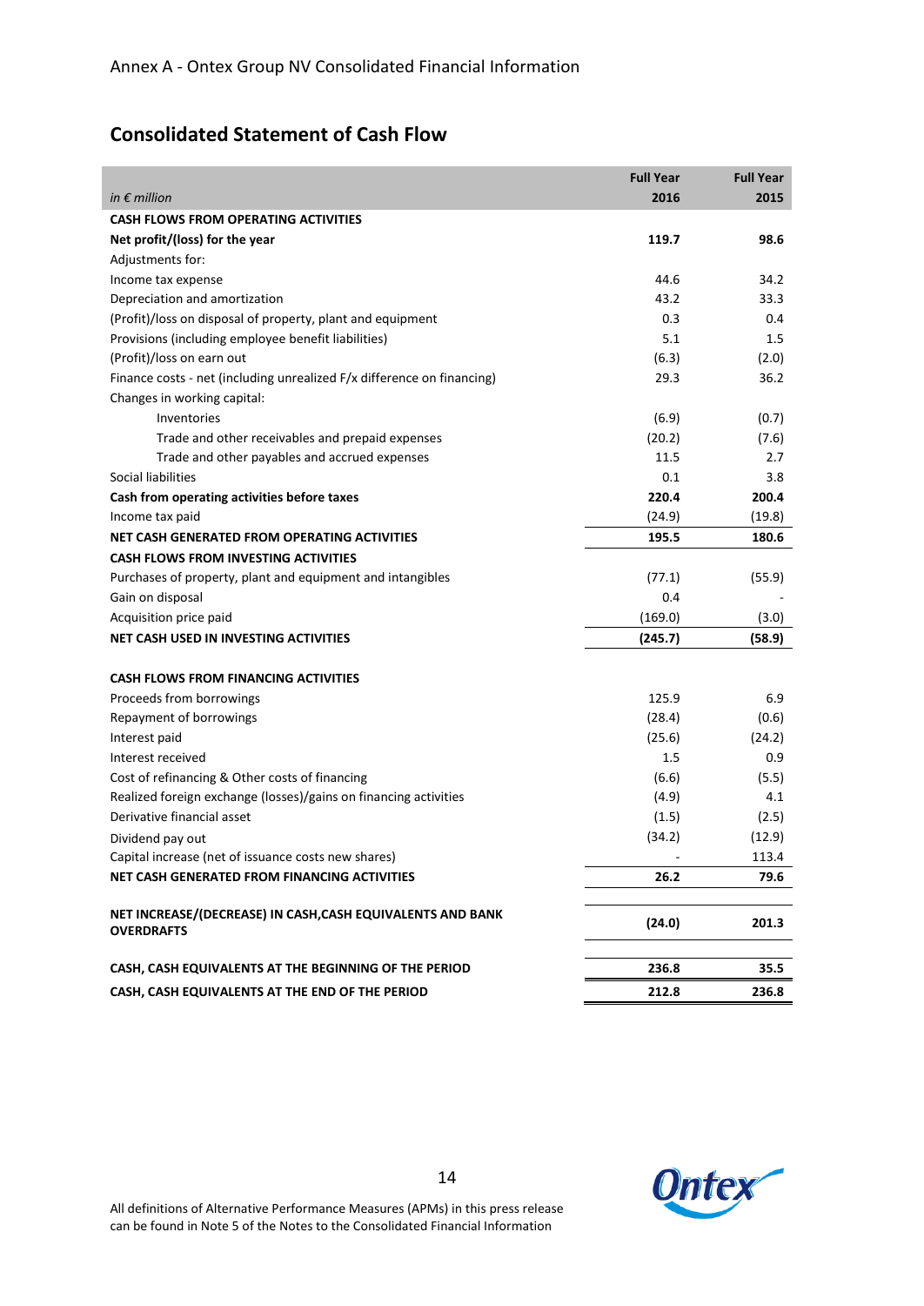Annex A - Ontex Group NV Consolidated Financial Information

## Consolidated Statement of Cash Flow

| *in € million* | **Full Year 2016** | **Full Year 2015** |
|---|---|---|
| **CASH FLOWS FROM OPERATING ACTIVITIES** | | |
| **Net profit/(loss) for the year** | **119.7** | **98.6** |
| Adjustments for: | | |
| Income tax expense | 44.6 | 34.2 |
| Depreciation and amortization | 43.2 | 33.3 |
| (Profit)/loss on disposal of property, plant and equipment | 0.3 | 0.4 |
| Provisions (including employee benefit liabilities) | 5.1 | 1.5 |
| (Profit)/loss on earn out | (6.3) | (2.0) |
| Finance costs - net (including unrealized F/x difference on financing) | 29.3 | 36.2 |
| Changes in working capital: | | |
| Inventories | (6.9) | (0.7) |
| Trade and other receivables and prepaid expenses | (20.2) | (7.6) |
| Trade and other payables and accrued expenses | 11.5 | 2.7 |
| Social liabilities | 0.1 | 3.8 |
| **Cash from operating activities before taxes** | **220.4** | **200.4** |
| Income tax paid | (24.9) | (19.8) |
| **NET CASH GENERATED FROM OPERATING ACTIVITIES** | **195.5** | **180.6** |
| **CASH FLOWS FROM INVESTING ACTIVITIES** | | |
| Purchases of property, plant and equipment and intangibles | (77.1) | (55.9) |
| Gain on disposal | 0.4 | - |
| Acquisition price paid | (169.0) | (3.0) |
| **NET CASH USED IN INVESTING ACTIVITIES** | **(245.7)** | **(58.9)** |
| **CASH FLOWS FROM FINANCING ACTIVITIES** | | |
| Proceeds from borrowings | 125.9 | 6.9 |
| Repayment of borrowings | (28.4) | (0.6) |
| Interest paid | (25.6) | (24.2) |
| Interest received | 1.5 | 0.9 |
| Cost of refinancing & Other costs of financing | (6.6) | (5.5) |
| Realized foreign exchange (losses)/gains on financing activities | (4.9) | 4.1 |
| Derivative financial asset | (1.5) | (2.5) |
| Dividend pay out | (34.2) | (12.9) |
| Capital increase (net of issuance costs new shares) | - | 113.4 |
| **NET CASH GENERATED FROM FINANCING ACTIVITIES** | **26.2** | **79.6** |
| **NET INCREASE/(DECREASE) IN CASH,CASH EQUIVALENTS AND BANK OVERDRAFTS** | **(24.0)** | **201.3** |
| **CASH, CASH EQUIVALENTS AT THE BEGINNING OF THE PERIOD** | **236.8** | **35.5** |
| **CASH, CASH EQUIVALENTS AT THE END OF THE PERIOD** | **212.8** | **236.8** |

All definitions of Alternative Performance Measures (APMs) in this press release can be found in Note 5 of the Notes to the Consolidated Financial Information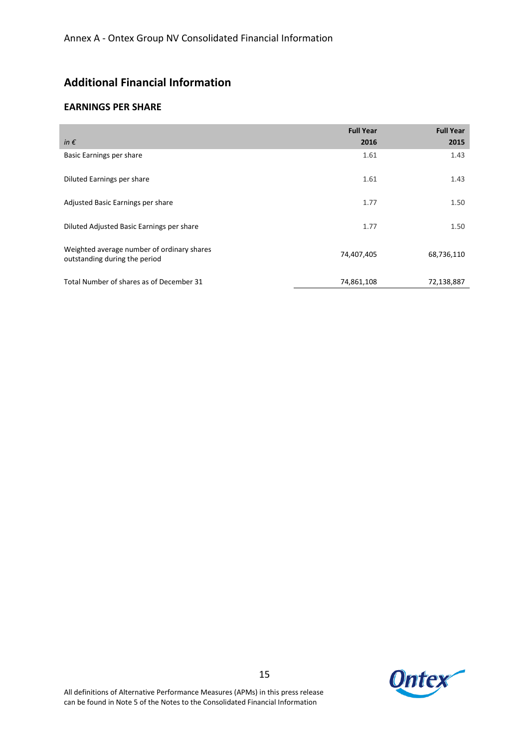## Additional Financial Information

### EARNINGS PER SHARE

| *in €* | Full Year 2016 | Full Year 2015 |
|---|---|---|
| Basic Earnings per share | 1.61 | 1.43 |
| Diluted Earnings per share | 1.61 | 1.43 |
| Adjusted Basic Earnings per share | 1.77 | 1.50 |
| Diluted Adjusted Basic Earnings per share | 1.77 | 1.50 |
| Weighted average number of ordinary shares outstanding during the period | 74,407,405 | 68,736,110 |
| Total Number of shares as of December 31 | 74,861,108 | 72,138,887 |

All definitions of Alternative Performance Measures (APMs) in this press release can be found in Note 5 of the Notes to the Consolidated Financial Information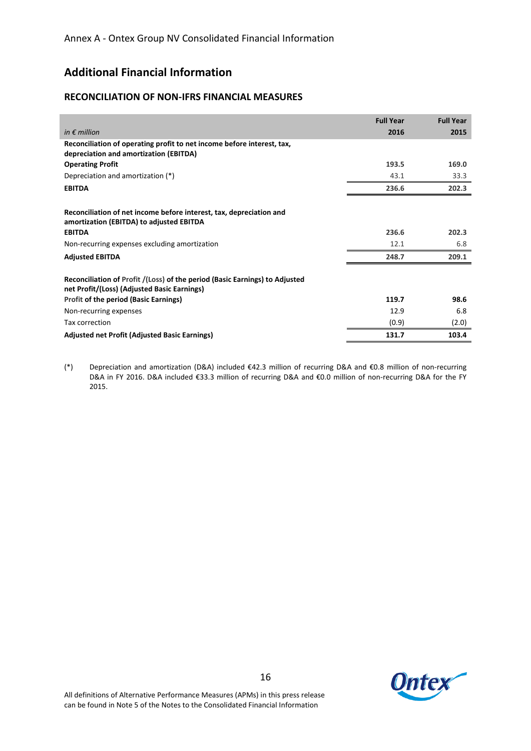Annex A - Ontex Group NV Consolidated Financial Information

# Additional Financial Information

## RECONCILIATION OF NON-IFRS FINANCIAL MEASURES

| *in € million* | Full Year 2016 | Full Year 2015 |
|---|---|---|
| **Reconciliation of operating profit to net income before interest, tax, depreciation and amortization (EBITDA)** | | |
| **Operating Profit** | **193.5** | **169.0** |
| Depreciation and amortization (*) | 43.1 | 33.3 |
| **EBITDA** | **236.6** | **202.3** |
| | | |
| **Reconciliation of net income before interest, tax, depreciation and amortization (EBITDA) to adjusted EBITDA** | | |
| **EBITDA** | **236.6** | **202.3** |
| Non-recurring expenses excluding amortization | 12.1 | 6.8 |
| **Adjusted EBITDA** | **248.7** | **209.1** |
| | | |
| **Reconciliation of Profit /(Loss) of the period (Basic Earnings) to Adjusted net Profit/(Loss) (Adjusted Basic Earnings)** | | |
| **Profit of the period (Basic Earnings)** | **119.7** | **98.6** |
| Non-recurring expenses | 12.9 | 6.8 |
| Tax correction | (0.9) | (2.0) |
| **Adjusted net Profit (Adjusted Basic Earnings)** | **131.7** | **103.4** |

(*) Depreciation and amortization (D&A) included €42.3 million of recurring D&A and €0.8 million of non-recurring D&A in FY 2016. D&A included €33.3 million of recurring D&A and €0.0 million of non-recurring D&A for the FY 2015.

All definitions of Alternative Performance Measures (APMs) in this press release can be found in Note 5 of the Notes to the Consolidated Financial Information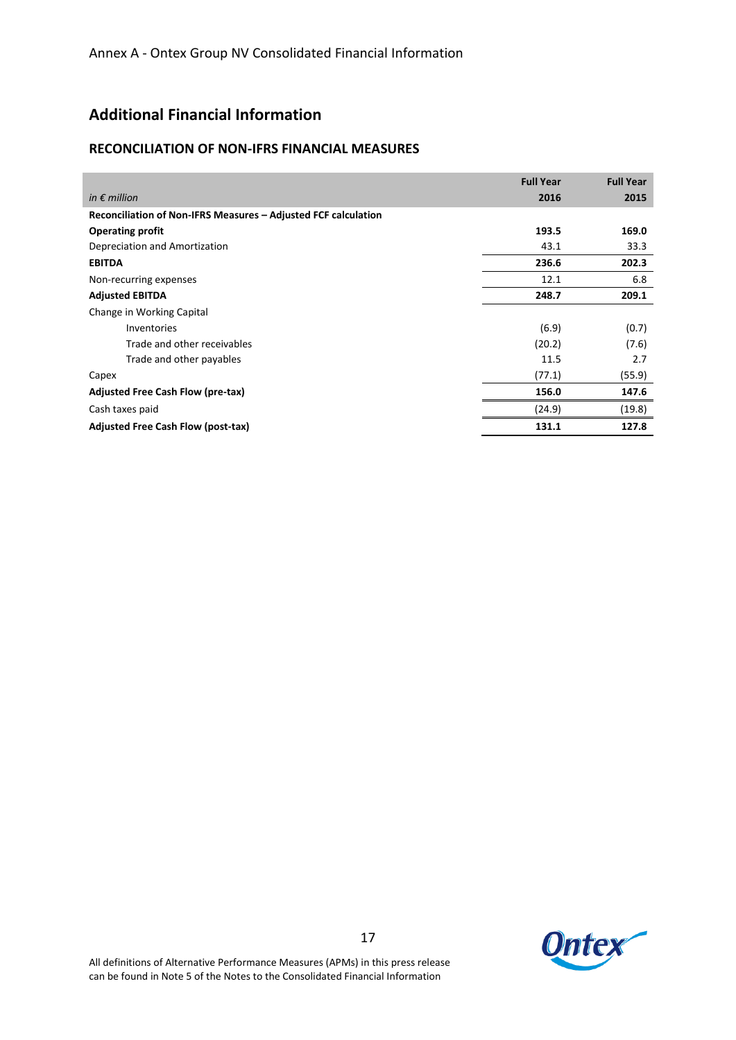Annex A - Ontex Group NV Consolidated Financial Information

## Additional Financial Information

### RECONCILIATION OF NON-IFRS FINANCIAL MEASURES

| *in € million* | Full Year 2016 | Full Year 2015 |
|---|---|---|
| **Reconciliation of Non-IFRS Measures – Adjusted FCF calculation** | | |
| **Operating profit** | **193.5** | **169.0** |
| Depreciation and Amortization | 43.1 | 33.3 |
| **EBITDA** | **236.6** | **202.3** |
| Non-recurring expenses | 12.1 | 6.8 |
| **Adjusted EBITDA** | **248.7** | **209.1** |
| Change in Working Capital | | |
| Inventories | (6.9) | (0.7) |
| Trade and other receivables | (20.2) | (7.6) |
| Trade and other payables | 11.5 | 2.7 |
| Capex | (77.1) | (55.9) |
| **Adjusted Free Cash Flow (pre-tax)** | **156.0** | **147.6** |
| Cash taxes paid | (24.9) | (19.8) |
| **Adjusted Free Cash Flow (post-tax)** | **131.1** | **127.8** |

All definitions of Alternative Performance Measures (APMs) in this press release can be found in Note 5 of the Notes to the Consolidated Financial Information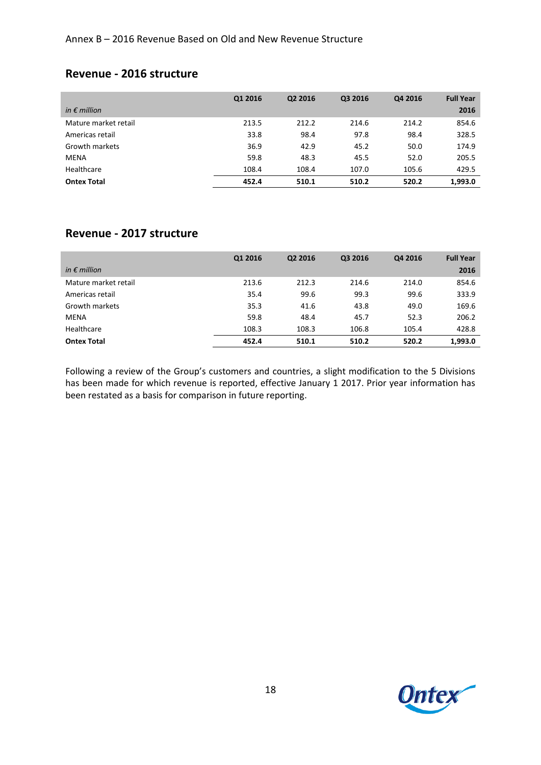Annex B – 2016 Revenue Based on Old and New Revenue Structure

## Revenue - 2016 structure

| *in € million* | Q1 2016 | Q2 2016 | Q3 2016 | Q4 2016 | Full Year 2016 |
|---|---|---|---|---|---|
| Mature market retail | 213.5 | 212.2 | 214.6 | 214.2 | 854.6 |
| Americas retail | 33.8 | 98.4 | 97.8 | 98.4 | 328.5 |
| Growth markets | 36.9 | 42.9 | 45.2 | 50.0 | 174.9 |
| MENA | 59.8 | 48.3 | 45.5 | 52.0 | 205.5 |
| Healthcare | 108.4 | 108.4 | 107.0 | 105.6 | 429.5 |
| **Ontex Total** | **452.4** | **510.1** | **510.2** | **520.2** | **1,993.0** |

## Revenue - 2017 structure

| *in € million* | Q1 2016 | Q2 2016 | Q3 2016 | Q4 2016 | Full Year 2016 |
|---|---|---|---|---|---|
| Mature market retail | 213.6 | 212.3 | 214.6 | 214.0 | 854.6 |
| Americas retail | 35.4 | 99.6 | 99.3 | 99.6 | 333.9 |
| Growth markets | 35.3 | 41.6 | 43.8 | 49.0 | 169.6 |
| MENA | 59.8 | 48.4 | 45.7 | 52.3 | 206.2 |
| Healthcare | 108.3 | 108.3 | 106.8 | 105.4 | 428.8 |
| **Ontex Total** | **452.4** | **510.1** | **510.2** | **520.2** | **1,993.0** |

Following a review of the Group's customers and countries, a slight modification to the 5 Divisions has been made for which revenue is reported, effective January 1 2017. Prior year information has been restated as a basis for comparison in future reporting.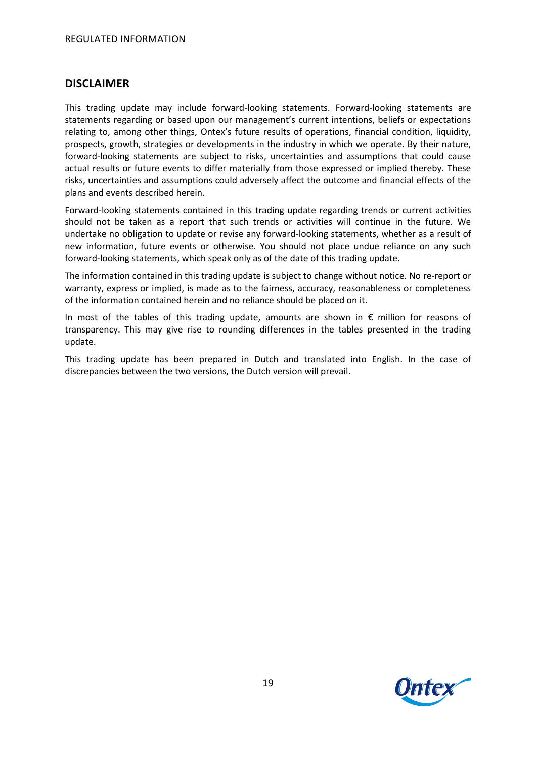## DISCLAIMER

This trading update may include forward-looking statements. Forward-looking statements are statements regarding or based upon our management's current intentions, beliefs or expectations relating to, among other things, Ontex's future results of operations, financial condition, liquidity, prospects, growth, strategies or developments in the industry in which we operate. By their nature, forward-looking statements are subject to risks, uncertainties and assumptions that could cause actual results or future events to differ materially from those expressed or implied thereby. These risks, uncertainties and assumptions could adversely affect the outcome and financial effects of the plans and events described herein.

Forward-looking statements contained in this trading update regarding trends or current activities should not be taken as a report that such trends or activities will continue in the future. We undertake no obligation to update or revise any forward-looking statements, whether as a result of new information, future events or otherwise. You should not place undue reliance on any such forward-looking statements, which speak only as of the date of this trading update.

The information contained in this trading update is subject to change without notice. No re-report or warranty, express or implied, is made as to the fairness, accuracy, reasonableness or completeness of the information contained herein and no reliance should be placed on it.

In most of the tables of this trading update, amounts are shown in € million for reasons of transparency. This may give rise to rounding differences in the tables presented in the trading update.

This trading update has been prepared in Dutch and translated into English. In the case of discrepancies between the two versions, the Dutch version will prevail.